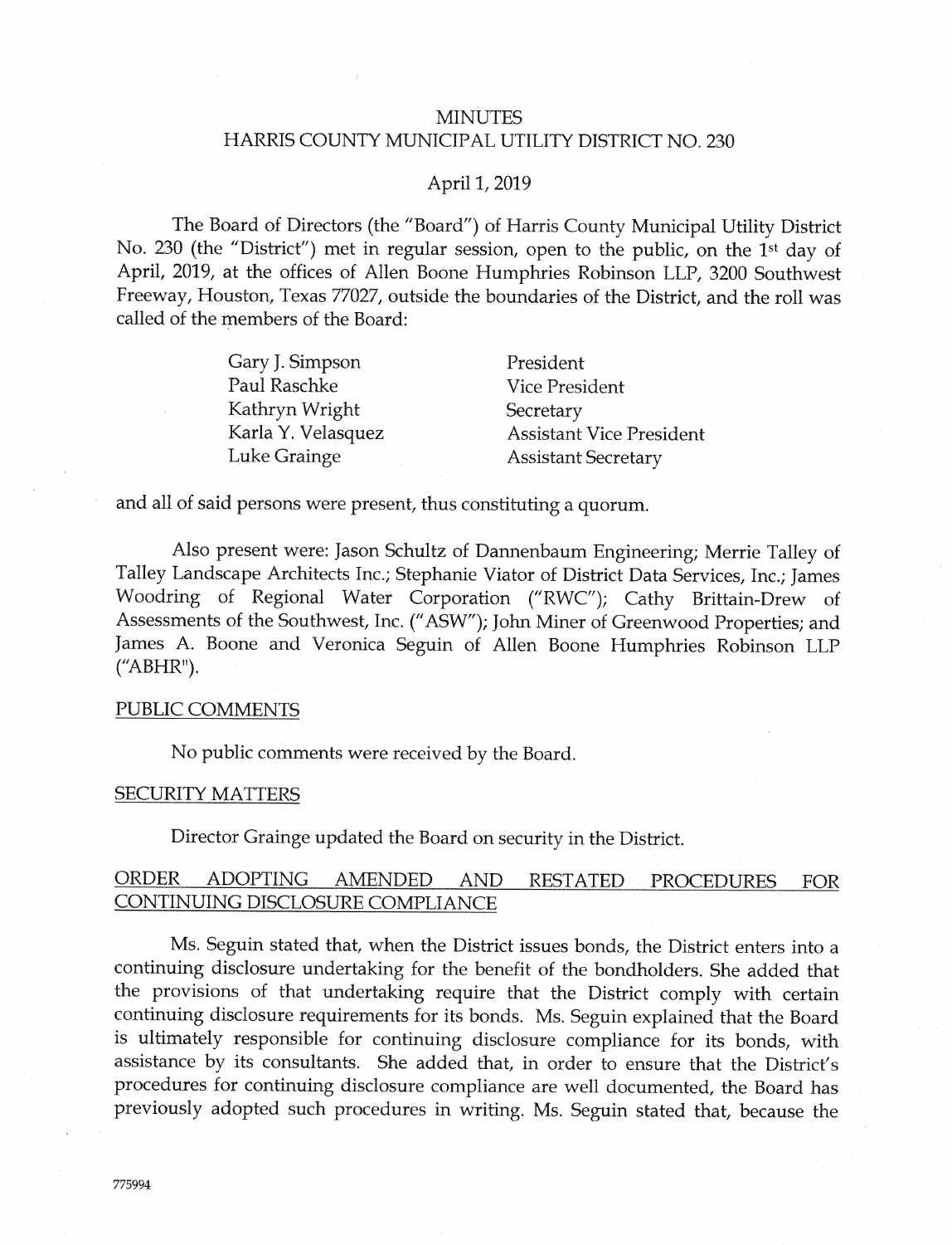# MINUTES
# HARRIS COUNTY MUNICIPAL UTILITY DISTRICT NO. 230

April 1, 2019

The Board of Directors (the "Board") of Harris County Municipal Utility District No. 230 (the "District") met in regular session, open to the public, on the 1st day of April, 2019, at the offices of Allen Boone Humphries Robinson LLP, 3200 Southwest Freeway, Houston, Texas 77027, outside the boundaries of the District, and the roll was called of the members of the Board:

| | |
|---|---|
| Gary J. Simpson | President |
| Paul Raschke | Vice President |
| Kathryn Wright | Secretary |
| Karla Y. Velasquez | Assistant Vice President |
| Luke Grainge | Assistant Secretary |

and all of said persons were present, thus constituting a quorum.

Also present were: Jason Schultz of Dannenbaum Engineering; Merrie Talley of Talley Landscape Architects Inc.; Stephanie Viator of District Data Services, Inc.; James Woodring of Regional Water Corporation ("RWC"); Cathy Brittain-Drew of Assessments of the Southwest, Inc. ("ASW"); John Miner of Greenwood Properties; and James A. Boone and Veronica Seguin of Allen Boone Humphries Robinson LLP ("ABHR").

## PUBLIC COMMENTS

No public comments were received by the Board.

## SECURITY MATTERS

Director Grainge updated the Board on security in the District.

## ORDER ADOPTING AMENDED AND RESTATED PROCEDURES FOR CONTINUING DISCLOSURE COMPLIANCE

Ms. Seguin stated that, when the District issues bonds, the District enters into a continuing disclosure undertaking for the benefit of the bondholders. She added that the provisions of that undertaking require that the District comply with certain continuing disclosure requirements for its bonds. Ms. Seguin explained that the Board is ultimately responsible for continuing disclosure compliance for its bonds, with assistance by its consultants. She added that, in order to ensure that the District's procedures for continuing disclosure compliance are well documented, the Board has previously adopted such procedures in writing. Ms. Seguin stated that, because the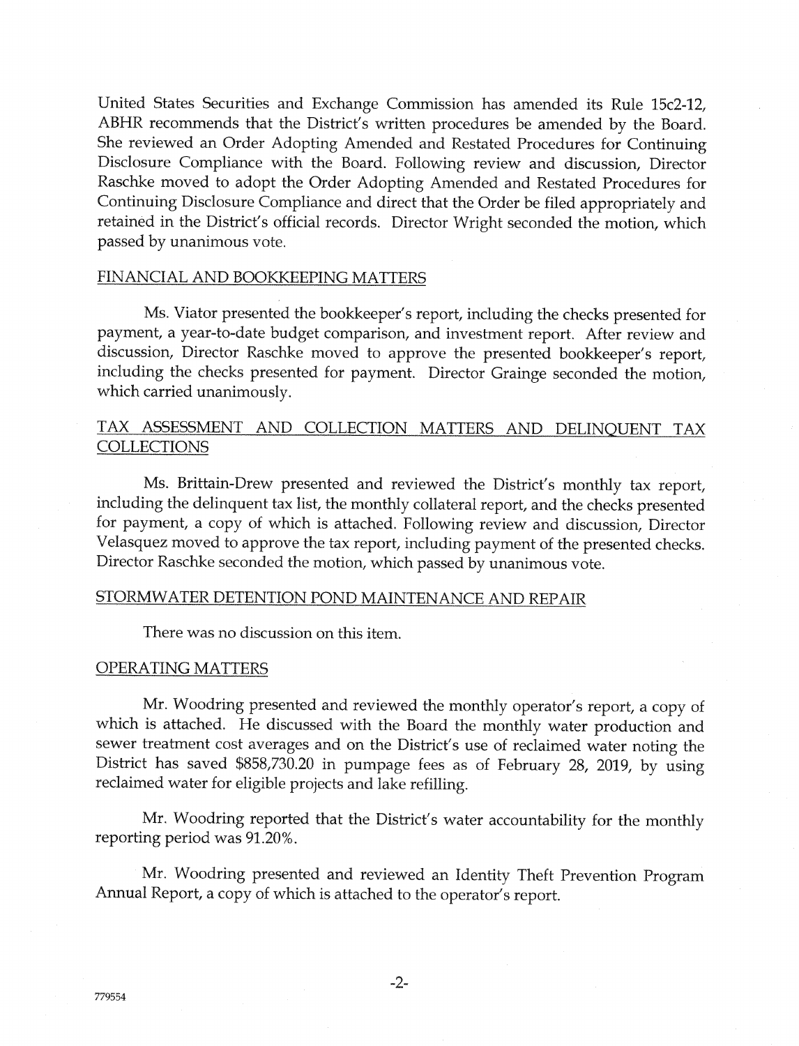United States Securities and Exchange Commission has amended its Rule 15c2-12, ABHR recommends that the District's written procedures be amended by the Board. She reviewed an Order Adopting Amended and Restated Procedures for Continuing Disclosure Compliance with the Board. Following review and discussion, Director Raschke moved to adopt the Order Adopting Amended and Restated Procedures for Continuing Disclosure Compliance and direct that the Order be filed appropriately and retained in the District's official records. Director Wright seconded the motion, which passed by unanimous vote.

## FINANCIAL AND BOOKKEEPING MATTERS

Ms. Viator presented the bookkeeper's report, including the checks presented for payment, a year-to-date budget comparison, and investment report. After review and discussion, Director Raschke moved to approve the presented bookkeeper's report, including the checks presented for payment. Director Grainge seconded the motion, which carried unanimously.

## TAX ASSESSMENT AND COLLECTION MATTERS AND DELINQUENT TAX COLLECTIONS

Ms. Brittain-Drew presented and reviewed the District's monthly tax report, including the delinquent tax list, the monthly collateral report, and the checks presented for payment, a copy of which is attached. Following review and discussion, Director Velasquez moved to approve the tax report, including payment of the presented checks. Director Raschke seconded the motion, which passed by unanimous vote.

## STORMWATER DETENTION POND MAINTENANCE AND REPAIR

There was no discussion on this item.

## OPERATING MATTERS

Mr. Woodring presented and reviewed the monthly operator's report, a copy of which is attached. He discussed with the Board the monthly water production and sewer treatment cost averages and on the District's use of reclaimed water noting the District has saved $858,730.20 in pumpage fees as of February 28, 2019, by using reclaimed water for eligible projects and lake refilling.

Mr. Woodring reported that the District's water accountability for the monthly reporting period was 91.20%.

Mr. Woodring presented and reviewed an Identity Theft Prevention Program Annual Report, a copy of which is attached to the operator's report.

779554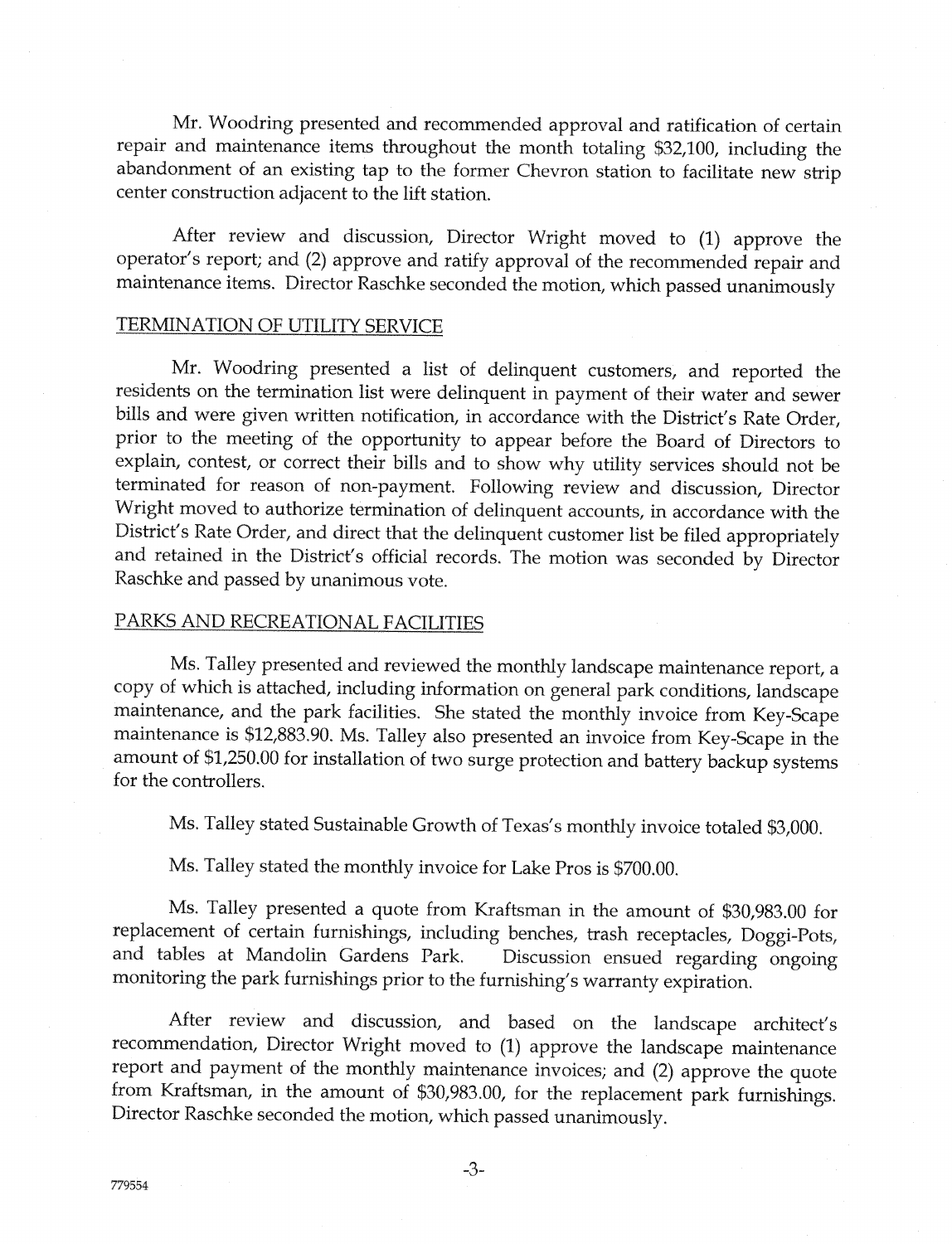Mr. Woodring presented and recommended approval and ratification of certain repair and maintenance items throughout the month totaling $32,100, including the abandonment of an existing tap to the former Chevron station to facilitate new strip center construction adjacent to the lift station.

After review and discussion, Director Wright moved to (1) approve the operator's report; and (2) approve and ratify approval of the recommended repair and maintenance items. Director Raschke seconded the motion, which passed unanimously

## TERMINATION OF UTILITY SERVICE

Mr. Woodring presented a list of delinquent customers, and reported the residents on the termination list were delinquent in payment of their water and sewer bills and were given written notification, in accordance with the District's Rate Order, prior to the meeting of the opportunity to appear before the Board of Directors to explain, contest, or correct their bills and to show why utility services should not be terminated for reason of non-payment. Following review and discussion, Director Wright moved to authorize termination of delinquent accounts, in accordance with the District's Rate Order, and direct that the delinquent customer list be filed appropriately and retained in the District's official records. The motion was seconded by Director Raschke and passed by unanimous vote.

## PARKS AND RECREATIONAL FACILITIES

Ms. Talley presented and reviewed the monthly landscape maintenance report, a copy of which is attached, including information on general park conditions, landscape maintenance, and the park facilities. She stated the monthly invoice from Key-Scape maintenance is $12,883.90. Ms. Talley also presented an invoice from Key-Scape in the amount of $1,250.00 for installation of two surge protection and battery backup systems for the controllers.

Ms. Talley stated Sustainable Growth of Texas's monthly invoice totaled $3,000.

Ms. Talley stated the monthly invoice for Lake Pros is $700.00.

Ms. Talley presented a quote from Kraftsman in the amount of $30,983.00 for replacement of certain furnishings, including benches, trash receptacles, Doggi-Pots, and tables at Mandolin Gardens Park. Discussion ensued regarding ongoing monitoring the park furnishings prior to the furnishing's warranty expiration.

After review and discussion, and based on the landscape architect's recommendation, Director Wright moved to (1) approve the landscape maintenance report and payment of the monthly maintenance invoices; and (2) approve the quote from Kraftsman, in the amount of $30,983.00, for the replacement park furnishings. Director Raschke seconded the motion, which passed unanimously.

779554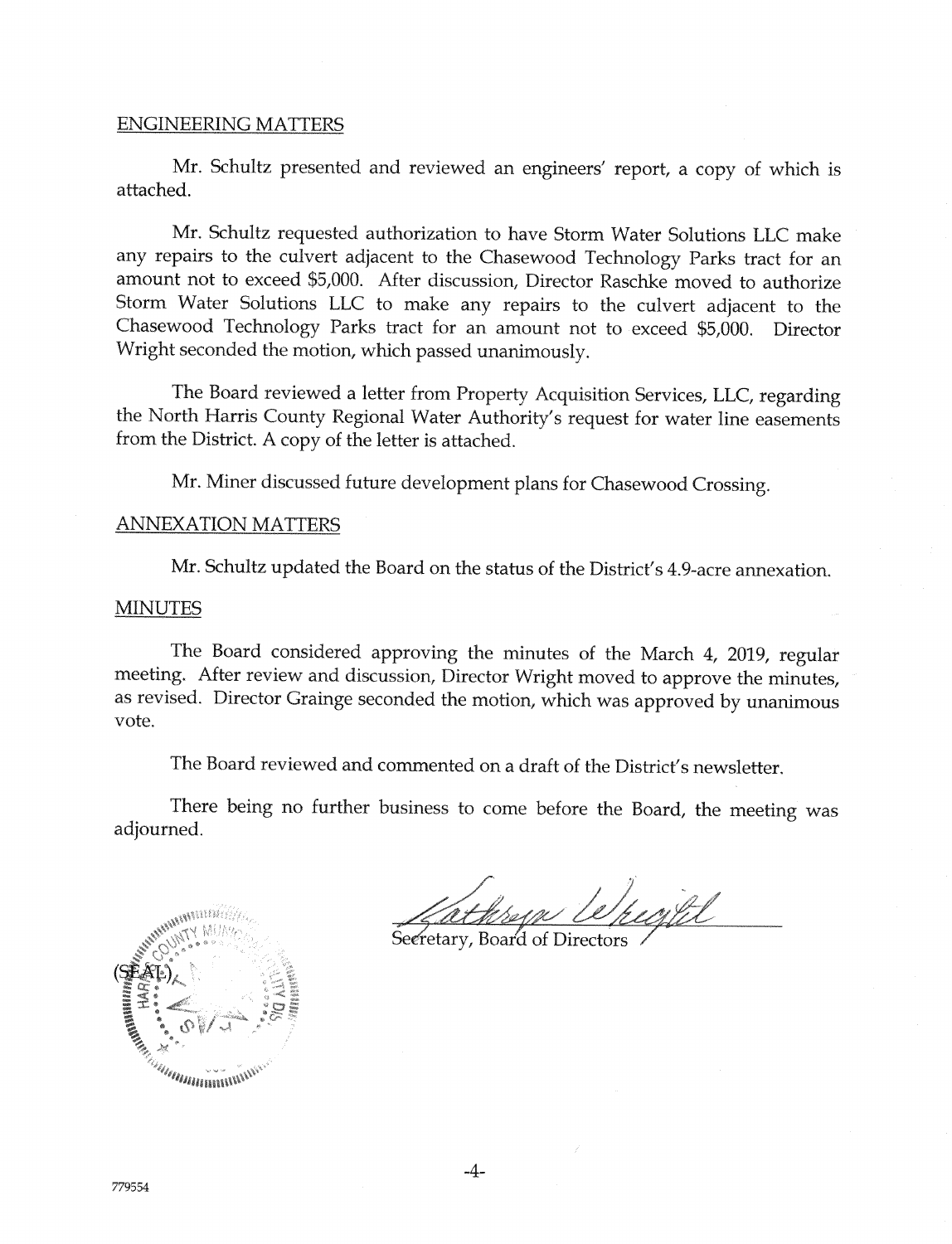ENGINEERING MATTERS

Mr. Schultz presented and reviewed an engineers' report, a copy of which is attached.

Mr. Schultz requested authorization to have Storm Water Solutions LLC make any repairs to the culvert adjacent to the Chasewood Technology Parks tract for an amount not to exceed $5,000. After discussion, Director Raschke moved to authorize Storm Water Solutions LLC to make any repairs to the culvert adjacent to the Chasewood Technology Parks tract for an amount not to exceed $5,000. Director Wright seconded the motion, which passed unanimously.

The Board reviewed a letter from Property Acquisition Services, LLC, regarding the North Harris County Regional Water Authority's request for water line easements from the District. A copy of the letter is attached.

Mr. Miner discussed future development plans for Chasewood Crossing.

ANNEXATION MATTERS

Mr. Schultz updated the Board on the status of the District's 4.9-acre annexation.

MINUTES

The Board considered approving the minutes of the March 4, 2019, regular meeting. After review and discussion, Director Wright moved to approve the minutes, as revised. Director Grainge seconded the motion, which was approved by unanimous vote.

The Board reviewed and commented on a draft of the District's newsletter.

There being no further business to come before the Board, the meeting was adjourned.

(SEAL)

Kathryn Wright

Secretary, Board of Directors

779554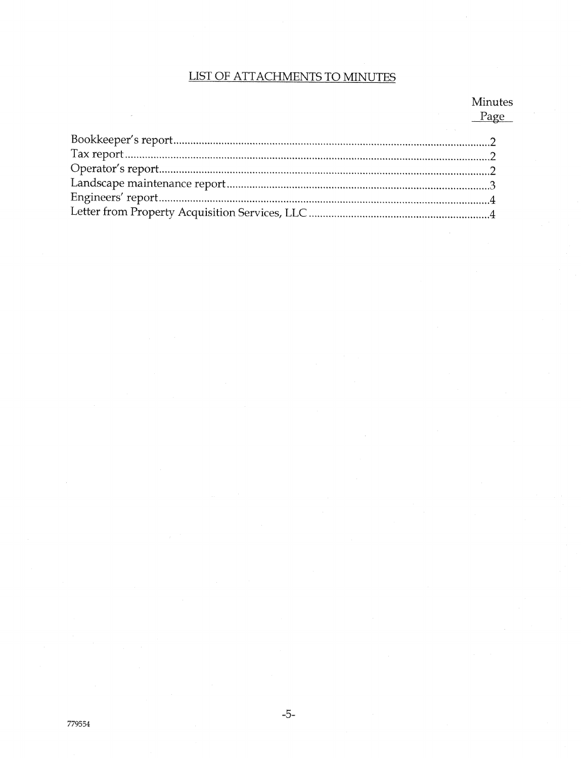## LIST OF ATTACHMENTS TO MINUTES

| | Minutes Page |
|---|---|
| Bookkeeper's report | 2 |
| Tax report | 2 |
| Operator's report | 2 |
| Landscape maintenance report | 3 |
| Engineers' report | 4 |
| Letter from Property Acquisition Services, LLC | 4 |

779554